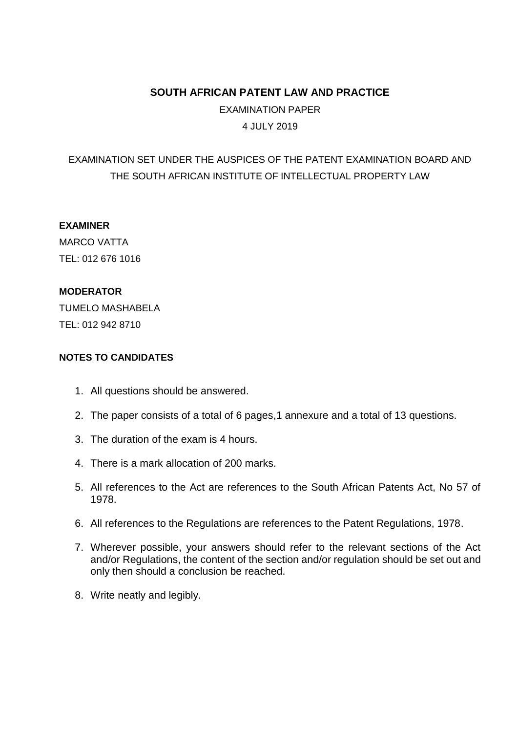# SOUTH AFRICAN PATENT LAW AND PRACTICE

EXAMINATION PAPER

4 JULY 2019

EXAMINATION SET UNDER THE AUSPICES OF THE PATENT EXAMINATION BOARD AND THE SOUTH AFRICAN INSTITUTE OF INTELLECTUAL PROPERTY LAW

**EXAMINER**

MARCO VATTA

TEL: 012 676 1016

**MODERATOR**

TUMELO MASHABELA

TEL: 012 942 8710

**NOTES TO CANDIDATES**

1. All questions should be answered.
2. The paper consists of a total of 6 pages,1 annexure and a total of 13 questions.
3. The duration of the exam is 4 hours.
4. There is a mark allocation of 200 marks.
5. All references to the Act are references to the South African Patents Act, No 57 of 1978.
6. All references to the Regulations are references to the Patent Regulations, 1978.
7. Wherever possible, your answers should refer to the relevant sections of the Act and/or Regulations, the content of the section and/or regulation should be set out and only then should a conclusion be reached.
8. Write neatly and legibly.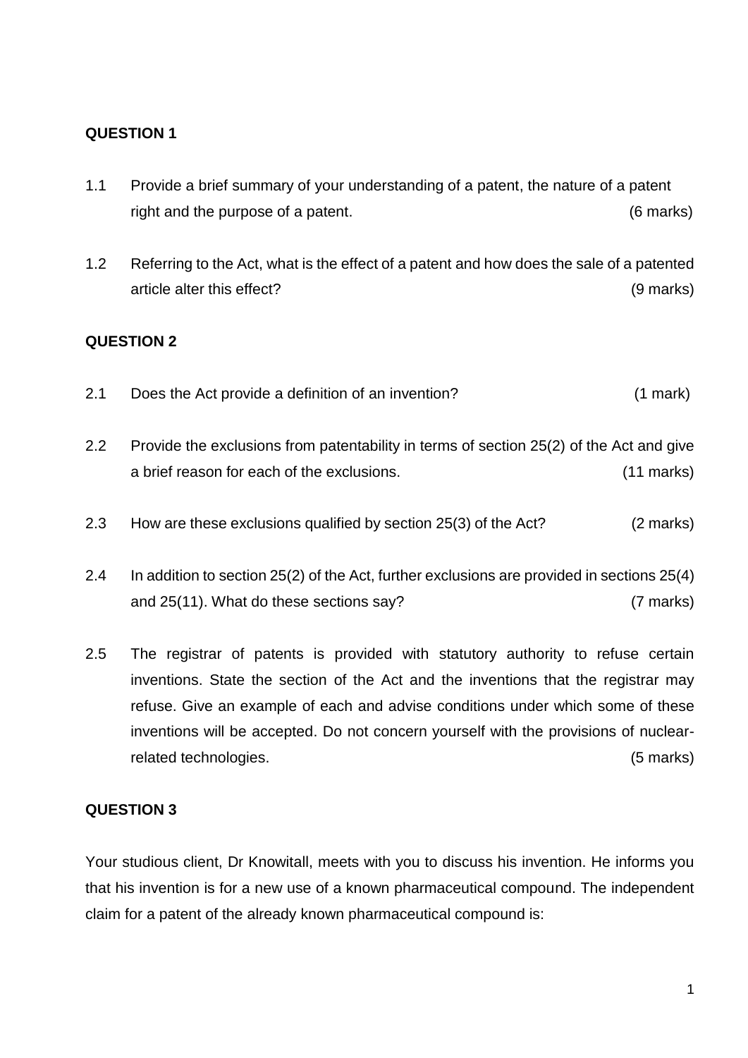## QUESTION 1

1.1 Provide a brief summary of your understanding of a patent, the nature of a patent right and the purpose of a patent. (6 marks)

1.2 Referring to the Act, what is the effect of a patent and how does the sale of a patented article alter this effect? (9 marks)

## QUESTION 2

2.1 Does the Act provide a definition of an invention? (1 mark)

2.2 Provide the exclusions from patentability in terms of section 25(2) of the Act and give a brief reason for each of the exclusions. (11 marks)

2.3 How are these exclusions qualified by section 25(3) of the Act? (2 marks)

2.4 In addition to section 25(2) of the Act, further exclusions are provided in sections 25(4) and 25(11). What do these sections say? (7 marks)

2.5 The registrar of patents is provided with statutory authority to refuse certain inventions. State the section of the Act and the inventions that the registrar may refuse. Give an example of each and advise conditions under which some of these inventions will be accepted. Do not concern yourself with the provisions of nuclear-related technologies. (5 marks)

## QUESTION 3

Your studious client, Dr Knowitall, meets with you to discuss his invention. He informs you that his invention is for a new use of a known pharmaceutical compound. The independent claim for a patent of the already known pharmaceutical compound is: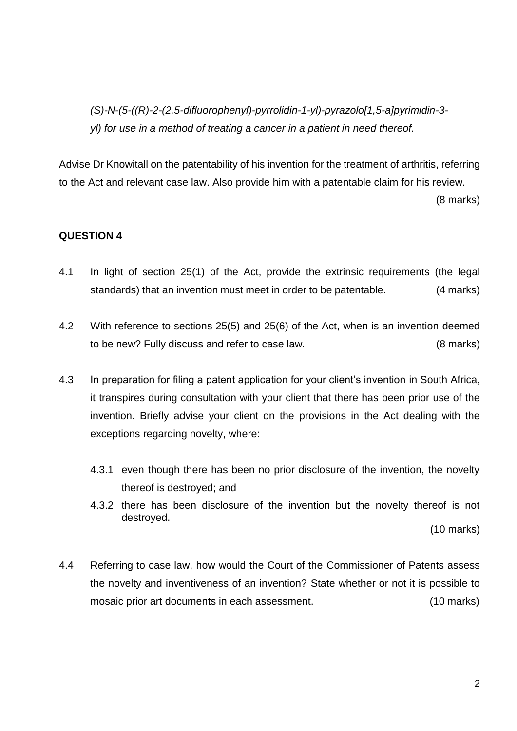*(S)-N-(5-((R)-2-(2,5-difluorophenyl)-pyrrolidin-1-yl)-pyrazolo[1,5-a]pyrimidin-3-yl) for use in a method of treating a cancer in a patient in need thereof.*

Advise Dr Knowitall on the patentability of his invention for the treatment of arthritis, referring to the Act and relevant case law. Also provide him with a patentable claim for his review.

(8 marks)

**QUESTION 4**

4.1 In light of section 25(1) of the Act, provide the extrinsic requirements (the legal standards) that an invention must meet in order to be patentable. (4 marks)

4.2 With reference to sections 25(5) and 25(6) of the Act, when is an invention deemed to be new? Fully discuss and refer to case law. (8 marks)

4.3 In preparation for filing a patent application for your client's invention in South Africa, it transpires during consultation with your client that there has been prior use of the invention. Briefly advise your client on the provisions in the Act dealing with the exceptions regarding novelty, where:

4.3.1 even though there has been no prior disclosure of the invention, the novelty thereof is destroyed; and

4.3.2 there has been disclosure of the invention but the novelty thereof is not destroyed.

(10 marks)

4.4 Referring to case law, how would the Court of the Commissioner of Patents assess the novelty and inventiveness of an invention? State whether or not it is possible to mosaic prior art documents in each assessment. (10 marks)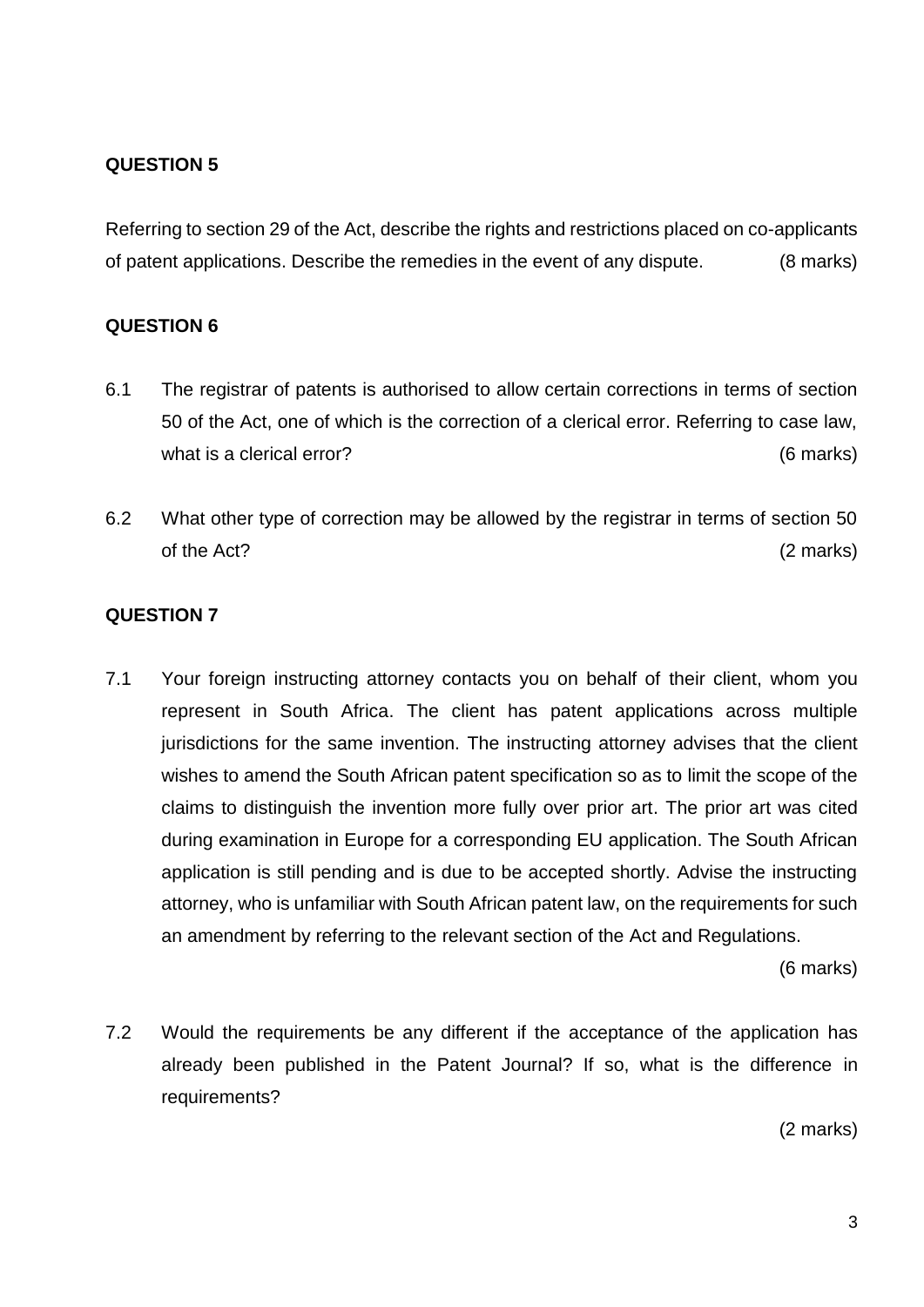**QUESTION 5**

Referring to section 29 of the Act, describe the rights and restrictions placed on co-applicants of patent applications. Describe the remedies in the event of any dispute. (8 marks)

**QUESTION 6**

6.1 The registrar of patents is authorised to allow certain corrections in terms of section 50 of the Act, one of which is the correction of a clerical error. Referring to case law, what is a clerical error? (6 marks)

6.2 What other type of correction may be allowed by the registrar in terms of section 50 of the Act? (2 marks)

**QUESTION 7**

7.1 Your foreign instructing attorney contacts you on behalf of their client, whom you represent in South Africa. The client has patent applications across multiple jurisdictions for the same invention. The instructing attorney advises that the client wishes to amend the South African patent specification so as to limit the scope of the claims to distinguish the invention more fully over prior art. The prior art was cited during examination in Europe for a corresponding EU application. The South African application is still pending and is due to be accepted shortly. Advise the instructing attorney, who is unfamiliar with South African patent law, on the requirements for such an amendment by referring to the relevant section of the Act and Regulations.

(6 marks)

7.2 Would the requirements be any different if the acceptance of the application has already been published in the Patent Journal? If so, what is the difference in requirements?

(2 marks)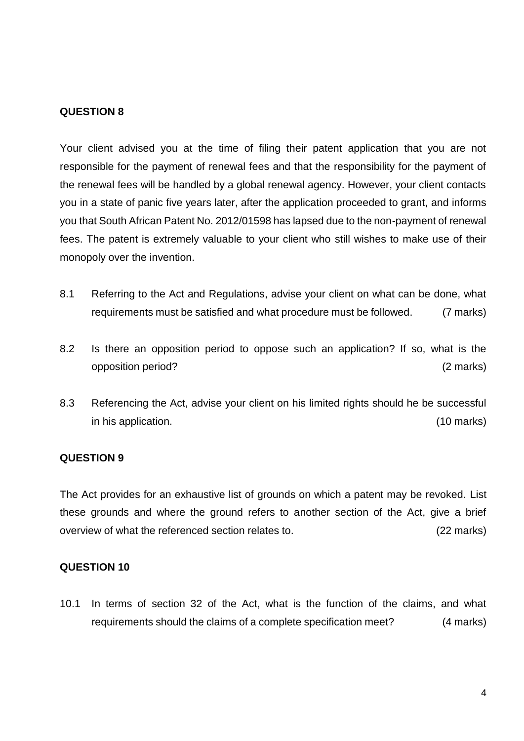**QUESTION 8**

Your client advised you at the time of filing their patent application that you are not responsible for the payment of renewal fees and that the responsibility for the payment of the renewal fees will be handled by a global renewal agency. However, your client contacts you in a state of panic five years later, after the application proceeded to grant, and informs you that South African Patent No. 2012/01598 has lapsed due to the non-payment of renewal fees. The patent is extremely valuable to your client who still wishes to make use of their monopoly over the invention.

8.1 Referring to the Act and Regulations, advise your client on what can be done, what requirements must be satisfied and what procedure must be followed. (7 marks)

8.2 Is there an opposition period to oppose such an application? If so, what is the opposition period? (2 marks)

8.3 Referencing the Act, advise your client on his limited rights should he be successful in his application. (10 marks)

**QUESTION 9**

The Act provides for an exhaustive list of grounds on which a patent may be revoked. List these grounds and where the ground refers to another section of the Act, give a brief overview of what the referenced section relates to. (22 marks)

**QUESTION 10**

10.1 In terms of section 32 of the Act, what is the function of the claims, and what requirements should the claims of a complete specification meet? (4 marks)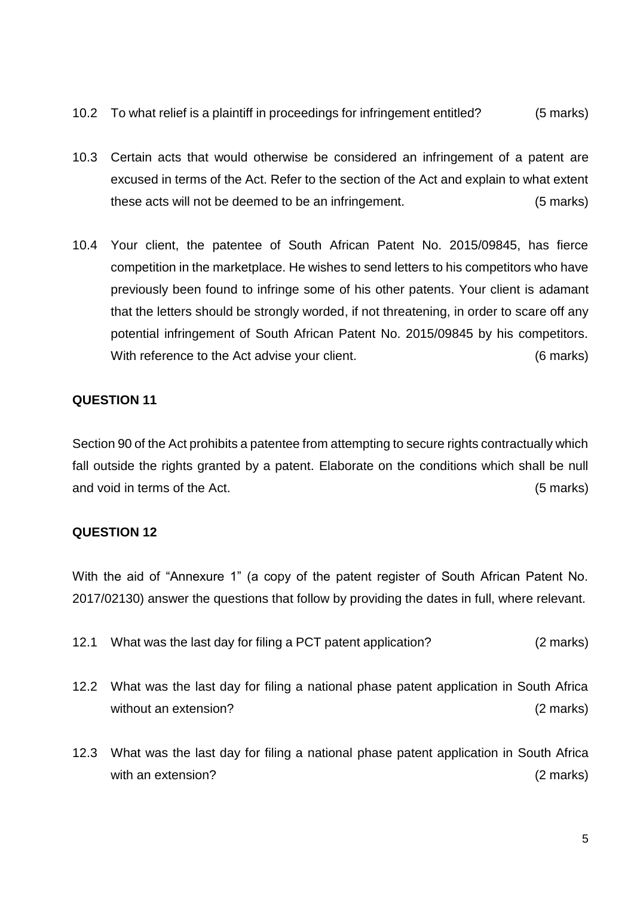10.2 To what relief is a plaintiff in proceedings for infringement entitled? (5 marks)

10.3 Certain acts that would otherwise be considered an infringement of a patent are excused in terms of the Act. Refer to the section of the Act and explain to what extent these acts will not be deemed to be an infringement. (5 marks)

10.4 Your client, the patentee of South African Patent No. 2015/09845, has fierce competition in the marketplace. He wishes to send letters to his competitors who have previously been found to infringe some of his other patents. Your client is adamant that the letters should be strongly worded, if not threatening, in order to scare off any potential infringement of South African Patent No. 2015/09845 by his competitors. With reference to the Act advise your client. (6 marks)

**QUESTION 11**

Section 90 of the Act prohibits a patentee from attempting to secure rights contractually which fall outside the rights granted by a patent. Elaborate on the conditions which shall be null and void in terms of the Act. (5 marks)

**QUESTION 12**

With the aid of "Annexure 1" (a copy of the patent register of South African Patent No. 2017/02130) answer the questions that follow by providing the dates in full, where relevant.

12.1 What was the last day for filing a PCT patent application? (2 marks)

12.2 What was the last day for filing a national phase patent application in South Africa without an extension? (2 marks)

12.3 What was the last day for filing a national phase patent application in South Africa with an extension? (2 marks)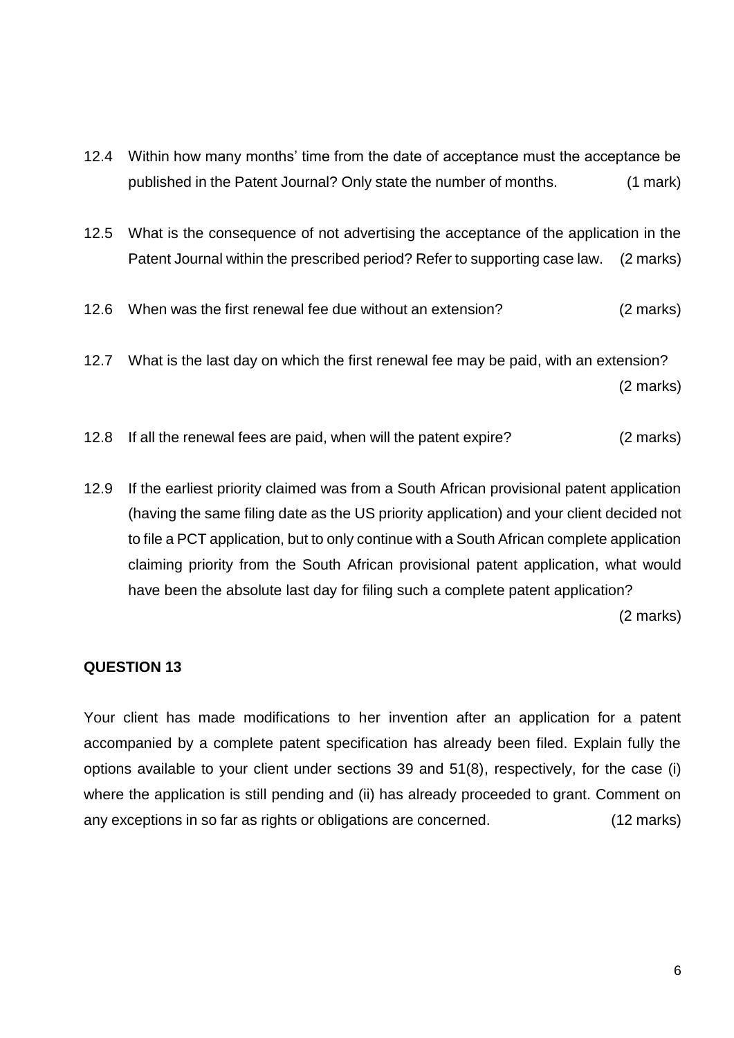12.4 Within how many months' time from the date of acceptance must the acceptance be published in the Patent Journal? Only state the number of months. (1 mark)

12.5 What is the consequence of not advertising the acceptance of the application in the Patent Journal within the prescribed period? Refer to supporting case law. (2 marks)

12.6 When was the first renewal fee due without an extension? (2 marks)

12.7 What is the last day on which the first renewal fee may be paid, with an extension? (2 marks)

12.8 If all the renewal fees are paid, when will the patent expire? (2 marks)

12.9 If the earliest priority claimed was from a South African provisional patent application (having the same filing date as the US priority application) and your client decided not to file a PCT application, but to only continue with a South African complete application claiming priority from the South African provisional patent application, what would have been the absolute last day for filing such a complete patent application? (2 marks)

**QUESTION 13**

Your client has made modifications to her invention after an application for a patent accompanied by a complete patent specification has already been filed. Explain fully the options available to your client under sections 39 and 51(8), respectively, for the case (i) where the application is still pending and (ii) has already proceeded to grant. Comment on any exceptions in so far as rights or obligations are concerned. (12 marks)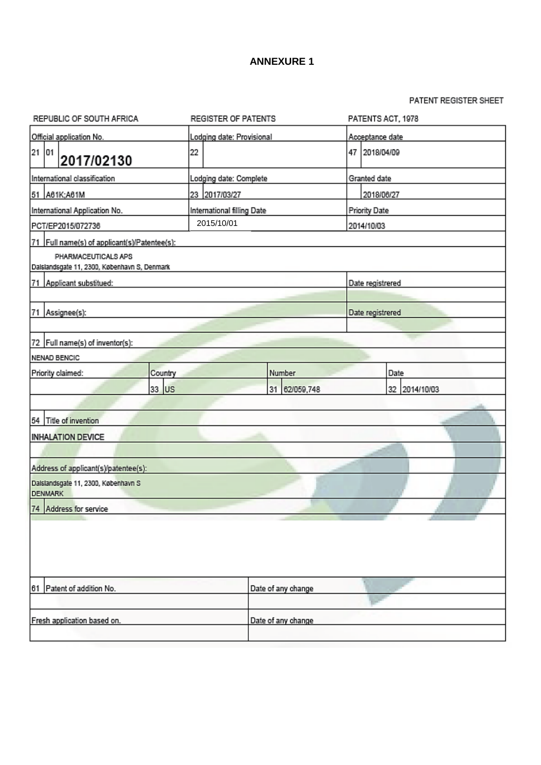# ANNEXURE 1

PATENT REGISTER SHEET

| REPUBLIC OF SOUTH AFRICA | REGISTER OF PATENTS | PATENTS ACT, 1978 |
|---|---|---|
| Official application No. | Lodging date: Provisional | Acceptance date |
| 21 01 **2017/02130** | 22 | 47 2018/04/09 |
| International classification | Lodging date: Complete | Granted date |
| 51 A61K;A61M | 23 2017/03/27 | 2018/06/27 |
| International Application No. | International filling Date | Priority Date |
| PCT/EP2015/072736 | 2015/10/01 | 2014/10/03 |

| | |
|---|---|
| 71 Full name(s) of applicant(s)/Patentee(s): | |
| PHARMACEUTICALS APS<br>Dalslandsgate 11, 2300, København S, Denmark | |
| 71 Applicant substitued: | Date registrered |
| | |
| 71 Assignee(s): | Date registrered |
| | |

| | | | |
|---|---|---|---|
| 72 Full name(s) of inventor(s): | | | |
| NENAD BENCIC | | | |
| Priority claimed: | Country | Number | Date |
| | 33 US | 31 62/059,748 | 32 2014/10/03 |

| |
|---|
| 54 Title of invention |
| INHALATION DEVICE |
| |
| Address of applicant(s)/patentee(s): |
| Dalslandsgate 11, 2300, København S<br>DENMARK |
| 74 Address for service |
| |

| | |
|---|---|
| 61 Patent of addition No. | Date of any change |
| | |
| Fresh application based on. | Date of any change |
| | |